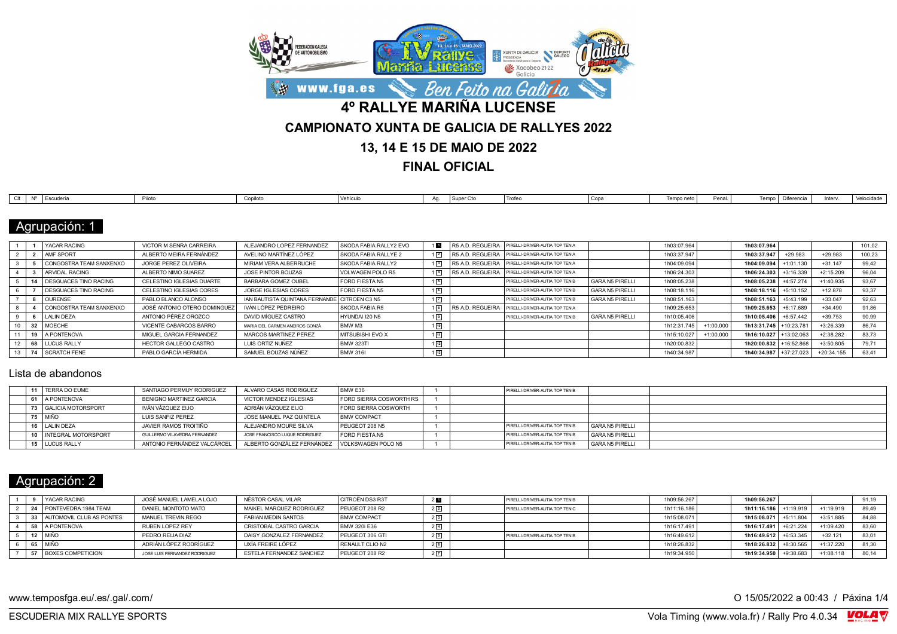# 4º RALLYE MARIÑA LUCENSE

## CAMPIONATO XUNTA DE GALICIA DE RALLYES 2022

## 13, 14 E 15 DE MAIO DE 2022

## FINAL OFICIAL

### Agrupación: 1

| Clt | Nº | Escudería | Piloto | Copiloto | Vehículo | Ag. | Super Cto | Trofeo | Copa | Tempo neto | Penal. | Tempo | Diferencia | Interv. | Velocidade |
|---|---|---|---|---|---|---|---|---|---|---|---|---|---|---|---|
| 1 | 1 | YACAR RACING | VICTOR M SENRA CARREIRA | ALEJANDRO LOPEZ FERNANDEZ | SKODA FABIA RALLY2 EVO | 1 1 | R5 A.D. REGUEIRA | PIRELLI-DRIVER-AUTIA TOP TEN A | | 1h03:07.964 | | **1h03:07.964** | | | 101,02 |
| 2 | 2 | AMF SPORT | ALBERTO MEIRA FERNÁNDEZ | AVELINO MARTÍNEZ LÓPEZ | SKODA FABIA RALLYE 2 | 1 2 | R5 A.D. REGUEIRA | PIRELLI-DRIVER-AUTIA TOP TEN A | | 1h03:37.947 | | **1h03:37.947** | +29.983 | +29.983 | 100,23 |
| 3 | 5 | CONGOSTRA TEAM SANXENXO | JORGE PEREZ OLIVEIRA | MIRIAM VERA ALBERRUCHE | SKODA FABIA RALLY2 | 1 3 | R5 A.D. REGUEIRA | PIRELLI-DRIVER-AUTIA TOP TEN A | | 1h04:09.094 | | **1h04:09.094** | +1:01.130 | +31.147 | 99,42 |
| 4 | 3 | ARVIDAL RACING | ALBERTO NIMO SUAREZ | JOSE PINTOR BOUZAS | VOLWAGEN POLO R5 | 1 4 | R5 A.D. REGUEIRA | PIRELLI-DRIVER-AUTIA TOP TEN A | | 1h06:24.303 | | **1h06:24.303** | +3:16.339 | +2:15.209 | 96,04 |
| 5 | 14 | DESGUACES TINO RACING | CELESTINO IGLESIAS DUARTE | BARBARA GOMEZ OUBEL | FORD FIESTA N5 | 1 5 | | PIRELLI-DRIVER-AUTIA TOP TEN B | GARA N5 PIRELLI | 1h08:05.238 | | **1h08:05.238** | +4:57.274 | +1:40.935 | 93,67 |
| 6 | 7 | DESGUACES TINO RACING | CELESTINO IGLESIAS CORES | JORGE IGLESIAS CORES | FORD FIESTA N5 | 1 6 | | PIRELLI-DRIVER-AUTIA TOP TEN B | GARA N5 PIRELLI | 1h08:18.116 | | **1h08:18.116** | +5:10.152 | +12.878 | 93,37 |
| 7 | 8 | OURENSE | PABLO BLANCO ALONSO | IAN BAUTISTA QUINTANA FERNANDE | CITROEN C3 N5 | 1 7 | | PIRELLI-DRIVER-AUTIA TOP TEN B | GARA N5 PIRELLI | 1h08:51.163 | | **1h08:51.163** | +5:43.199 | +33.047 | 92,63 |
| 8 | 4 | CONGOSTRA TEAM SANXENXO | JOSÉ ANTONIO OTERO DOMINGUEZ | IVÁN LÓPEZ PEDREIRO | SKODA FABIA R5 | 1 8 | R5 A.D. REGUEIRA | PIRELLI-DRIVER-AUTIA TOP TEN A | | 1h09:25.653 | | **1h09:25.653** | +6:17.689 | +34.490 | 91,86 |
| 9 | 6 | LALIN DEZA | ANTONIO PÉREZ OROZCO | DAVID MÍGUEZ CASTRO | HYUNDAI I20 N5 | 1 9 | | PIRELLI-DRIVER-AUTIA TOP TEN B | GARA N5 PIRELLI | 1h10:05.406 | | **1h10:05.406** | +6:57.442 | +39.753 | 90,99 |
| 10 | 32 | MOECHE | VICENTE CABARCOS BARRO | MARIA DEL CARMEN ANEIROS GONZÁ | BMW M3 | 1 10 | | | | 1h12:31.745 | +1:00.000 | **1h13:31.745** | +10:23.781 | +3:26.339 | 86,74 |
| 11 | 19 | A PONTENOVA | MIGUEL GARCIA FERNANDEZ | MARCOS MARTINEZ PEREZ | MITSUBISHI EVO X | 1 11 | | | | 1h15:10.027 | +1:00.000 | **1h16:10.027** | +13:02.063 | +2:38.282 | 83,73 |
| 12 | 68 | LUCUS RALLY | HECTOR GALLEGO CASTRO | LUIS ORTIZ NÚÑEZ | BMW 323TI | 1 12 | | | | 1h20:00.832 | | **1h20:00.832** | +16:52.868 | +3:50.805 | 79,71 |
| 13 | 74 | SCRATCH FENE | PABLO GARCÍA HERMIDA | SAMUEL BOUZAS NÚÑEZ | BMW 316I | 1 13 | | | | 1h40:34.987 | | **1h40:34.987** | +37:27.023 | +20:34.155 | 63,41 |

### Lista de abandonos

| Nº | Escudería | Piloto | Copiloto | Vehículo | Ag. | Super Cto | Trofeo | Copa | |
|---|---|---|---|---|---|---|---|---|---|
| 11 | TERRA DO EUME | SANTIAGO PERMUY RODRIGUEZ | ALVARO CASAS RODRIGUEZ | BMW E36 | 1 | | PIRELLI-DRIVER-AUTIA TOP TEN B | | |
| 61 | A PONTENOVA | BENIGNO MARTINEZ GARCIA | VICTOR MENDEZ IGLESIAS | FORD SIERRA COSWORTH RS | 1 | | | | |
| 73 | GALICIA MOTORSPORT | IVÁN VÁZQUEZ EIJO | ADRIÁN VÁZQUEZ EIJO | FORD SIERRA COSWORTH | 1 | | | | |
| 75 | MIÑO | LUIS SANFIZ PEREZ | JOSE MANUEL PAZ QUINTELA | BMW COMPACT | 1 | | | | |
| 16 | LALIN DEZA | JAVIER RAMOS TROITIÑO | ALEJANDRO MOURE SILVA | PEUGEOT 208 N5 | 1 | | PIRELLI-DRIVER-AUTIA TOP TEN B | GARA N5 PIRELLI | |
| 10 | INTEGRAL MOTORSPORT | GUILLERMO VILAVEDRA FERNANDEZ | JOSE FRANCISCO LUQUE RODRIGUEZ | FORD FIESTA N5 | 1 | | PIRELLI-DRIVER-AUTIA TOP TEN B | GARA N5 PIRELLI | |
| 15 | LUCUS RALLY | ANTONIO FERNÁNDEZ VALCÁRCEL | ALBERTO GONZÁLEZ FERNÁNDEZ | VOLKSWAGEN POLO N5 | 1 | | PIRELLI-DRIVER-AUTIA TOP TEN B | GARA N5 PIRELLI | |

### Agrupación: 2

| Clt | Nº | Escudería | Piloto | Copiloto | Vehículo | Ag. | Super Cto | Trofeo | Copa | Tempo neto | Penal. | Tempo | Diferencia | Interv. | Velocidade |
|---|---|---|---|---|---|---|---|---|---|---|---|---|---|---|---|
| 1 | 9 | YACAR RACING | JOSÉ MANUEL LAMELA LOJO | NÉSTOR CASAL VILAR | CITROËN DS3 R3T | 2 1 | | PIRELLI-DRIVER-AUTIA TOP TEN B | | 1h09:56.267 | | **1h09:56.267** | | | 91,19 |
| 2 | 24 | PONTEVEDRA 1984 TEAM | DANIEL MONTOTO MATO | MAIKEL MARQUEZ RODRIGUEZ | PEUGEOT 208 R2 | 2 2 | | PIRELLI-DRIVER-AUTIA TOP TEN C | | 1h11:16.186 | | **1h11:16.186** | +1:19.919 | +1:19.919 | 89,49 |
| 3 | 33 | AUTOMOVIL CLUB AS PONTES | MANUEL TREVIN REGO | FABIAN MEDIN SANTOS | BMW COMPACT | 2 3 | | | | 1h15:08.071 | | **1h15:08.071** | +5:11.804 | +3:51.885 | 84,88 |
| 4 | 58 | A PONTENOVA | RUBEN LOPEZ REY | CRISTOBAL CASTRO GARCIA | BMW 320i E36 | 2 4 | | | | 1h16:17.491 | | **1h16:17.491** | +6:21.224 | +1:09.420 | 83,60 |
| 5 | 12 | MIÑO | PEDRO REIJA DIAZ | DAISY GONZALEZ FERNANDEZ | PEUGEOT 306 GTI | 2 5 | | PIRELLI-DRIVER-AUTIA TOP TEN B | | 1h16:49.612 | | **1h16:49.612** | +6:53.345 | +32.121 | 83,01 |
| 6 | 65 | MIÑO | ADRIÁN LÓPEZ RODRÍGUEZ | UXÍA FREIRE LÓPEZ | RENAULT CLIO N2 | 2 6 | | | | 1h18:26.832 | | **1h18:26.832** | +8:30.565 | +1:37.220 | 81,30 |
| 7 | 57 | BOXES COMPETICION | JOSE LUIS FERNANDEZ RODRIGUEZ | ESTELA FERNANDEZ SANCHEZ | PEUGEOT 208 R2 | 2 7 | | | | 1h19:34.950 | | **1h19:34.950** | +9:38.683 | +1:08.118 | 80,14 |

www.temposfga.eu/.es/.gal/.com/

O 15/05/2022 a 00:43

ESCUDERIA MIX RALLYE SPORTS

Vola Timing (www.vola.fr) / Rally Pro 4.0.34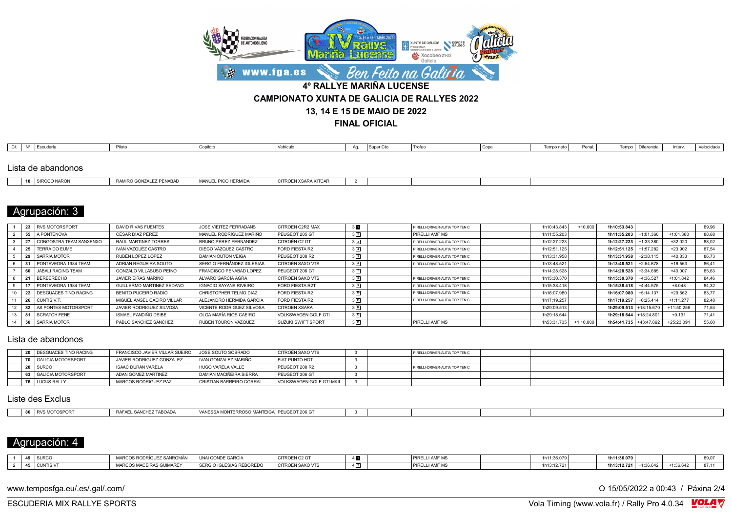# 4º RALLYE MARIÑA LUCENSE

## CAMPIONATO XUNTA DE GALICIA DE RALLYES 2022

## 13, 14 E 15 DE MAIO DE 2022

## FINAL OFICIAL

| Clt | Nº | Escudería | Piloto | Copiloto | Vehículo | Ag. | Super Cto | Trofeo | Copa | Tempo neto | Penal. | Tempo | Diferencia | Interv. | Velocidade |
|---|---|---|---|---|---|---|---|---|---|---|---|---|---|---|---|

### Lista de abandonos

| Nº | Escudería | Piloto | Copiloto | Vehículo | Ag. | Super Cto | Trofeo | Copa |
|---|---|---|---|---|---|---|---|---|
| 18 | SIROCO NARON | RAMIRO GONZÁLEZ PENABAD | MANUEL PICO HERMIDA | CITROEN XSARA KITCAR | 2 | | | |

## Agrupación: 3

| Clt | Nº | Escudería | Piloto | Copiloto | Vehículo | Ag. | Super Cto | Trofeo | Copa | Tempo neto | Penal. | Tempo | Diferencia | Interv. | Velocidade |
|---|---|---|---|---|---|---|---|---|---|---|---|---|---|---|---|
| 1 | 23 | RVS MOTORSPORT | DAVID RIVAS FUENTES | JOSE VIEITEZ FERRADANS | CITROEN C2R2 MAX | 3 1 | | PIRELLI-DRIVER-AUTIA TOP TEN C | | 1h10:43.843 | +10.000 | **1h10:53.843** | | | 89,96 |
| 2 | 55 | A PONTENOVA | CÉSAR DÍAZ PÉREZ | MANUEL RODRÍGUEZ MARIÑO | PEUGEOT 205 GTI | 3 2 | | PIRELLI AMF MS | | 1h11:55.203 | | **1h11:55.203** | +1:01.360 | +1:01.360 | 88,68 |
| 3 | 27 | CONGOSTRA TEAM SANXENXO | RAUL MARTINEZ TORRES | BRUNO PEREZ FERNANDEZ | CITROËN C2 GT | 3 3 | | PIRELLI-DRIVER-AUTIA TOP TEN C | | 1h12:27.223 | | **1h12:27.223** | +1:33.380 | +32.020 | 88,02 |
| 4 | 25 | TERRA DO EUME | IVÁN VÁZQUEZ CASTRO | DIEGO VÁZQUEZ CASTRO | FORD FIESTA R2 | 3 4 | | PIRELLI-DRIVER-AUTIA TOP TEN C | | 1h12:51.125 | | **1h12:51.125** | +1:57.282 | +23.902 | 87,54 |
| 5 | 29 | SARRIA MOTOR | RUBÉN LÓPEZ LÓPEZ | DAMIAN OUTON VEIGA | PEUGEOT 208 R2 | 3 5 | | PIRELLI-DRIVER-AUTIA TOP TEN C | | 1h13:31.958 | | **1h13:31.958** | +2:38.115 | +40.833 | 86,73 |
| 6 | 31 | PONTEVEDRA 1984 TEAM | ADRIAN REGUEIRA SOUTO | SERGIO FERNÁNDEZ IGLESIAS | CITROËN SAXO VTS | 3 6 | | PIRELLI-DRIVER-AUTIA TOP TEN C | | 1h13:48.521 | | **1h13:48.521** | +2:54.678 | +16.563 | 86,41 |
| 7 | 60 | JABALI RACING TEAM | GONZALO VILLASUSO PEINO | FRANCISCO PENABAD LOPEZ | PEUGEOT 206 GTI | 3 7 | | | | 1h14:28.528 | | **1h14:28.528** | +3:34.685 | +40.007 | 85,63 |
| 8 | 21 | BERBERECHO | JAVIER EIRAS MARIÑO | ÁLVARO GARCÍA AGRA | CITROËN SAXO VTS | 3 8 | | PIRELLI-DRIVER-AUTIA TOP TEN C | | 1h15:30.370 | | **1h15:30.370** | +4:36.527 | +1:01.842 | 84,46 |
| 9 | 17 | PONTEVEDRA 1984 TEAM | GUILLERMO MARTINEZ SEDANO | IGNACIO SAYANS RIVEIRO | FORD FIESTA R2T | 3 9 | | PIRELLI-DRIVER-AUTIA TOP TEN B | | 1h15:38.418 | | **1h15:38.418** | +4:44.575 | +8.048 | 84,32 |
| 10 | 22 | DESGUACES TINO RACING | BENITO PUCEIRO RADIO | CHRISTOPHER TELMO DIAZ | FORD FIESTA R2 | 3 10 | | PIRELLI-DRIVER-AUTIA TOP TEN C | | 1h16:07.980 | | **1h16:07.980** | +5:14.137 | +29.562 | 83,77 |
| 11 | 26 | CUNTIS V.T. | MIGUEL ÁNGEL CAEIRO VILLAR | ALEJANDRO HERMIDA GARCÍA | FORD FIESTA R2 | 3 11 | | PIRELLI-DRIVER-AUTIA TOP TEN C | | 1h17:19.257 | | **1h17:19.257** | +6:25.414 | +1:11.277 | 82,48 |
| 12 | 82 | AS PONTES MOTORSPORT | JAVIER RODRIGUEZ SILVOSA | VICENTE RODRIGUEZ SILVOSA | CITROEN XSARA | 3 12 | | | | 1h29:09.513 | | **1h29:09.513** | +18:15.670 | +11:50.256 | 71,53 |
| 13 | 81 | SCRATCH FENE | ISMAEL FANDIÑO DEIBE | OLGA MARÍA RIOS CAEIRO | VOLKSWAGEN GOLF GTI | 3 13 | | | | 1h29:18.644 | | **1h29:18.644** | +18:24.801 | +9.131 | 71,41 |
| 14 | 50 | SARRIA MOTOR | PABLO SANCHEZ SANCHEZ | RUBEN TOURON VAZQUEZ | SUZUKI SWIFT SPORT | 3 14 | | PIRELLI AMF MS | | 1h53:31.735 | +1:10.000 | **1h54:41.735** | +43:47.892 | +25:23.091 | 55,60 |

### Lista de abandonos

| Nº | Escudería | Piloto | Copiloto | Vehículo | Ag. | Super Cto | Trofeo | Copa |
|---|---|---|---|---|---|---|---|---|
| 20 | DESGUACES TINO RACING | FRANCISCO JAVIER VILLAR SUEIRO | JOSE SOUTO SOBRADO | CITROËN SAXO VTS | 3 | | PIRELLI-DRIVER-AUTIA TOP TEN C | |
| 70 | GALICIA MOTORSPORT | JAVIER RODRIGUEZ GONZALEZ | IVAN GONZALEZ MARIÑO | FIAT PUNTO HGT | 3 | | | |
| 28 | SURCO | ISAAC DURÁN VARELA | HUGO VARELA VALLE | PEUGEOT 208 R2 | 3 | | PIRELLI-DRIVER-AUTIA TOP TEN C | |
| 63 | GALICIA MOTORSPORT | ADAN GOMEZ MARTINEZ | DAMIAN MACIÑEIRA SIERRA | PEUGEOT 306 GTI | 3 | | | |
| 76 | LUCUS RALLY | MARCOS RODRIGUEZ PAZ | CRISTIAN BARREIRO CORRAL | VOLKSWAGEN GOLF GTI MKII | 3 | | | |

### Liste des Exclus

| Nº | Escudería | Piloto | Copiloto | Vehículo | Ag. | Super Cto | Trofeo | Copa |
|---|---|---|---|---|---|---|---|---|
| 80 | RVS MOTOSPORT | RAFAEL SANCHEZ TABOADA | VANESSA MONTERROSO MANTEIGA | PEUGEOT 206 GTI | 3 | | | |

## Agrupación: 4

| Clt | Nº | Escudería | Piloto | Copiloto | Vehículo | Ag. | Super Cto | Trofeo | Copa | Tempo neto | Penal. | Tempo | Diferencia | Interv. | Velocidade |
|---|---|---|---|---|---|---|---|---|---|---|---|---|---|---|---|
| 1 | 49 | SURCO | MARCOS RODRÍGUEZ SANROMÁN | UNAI CONDE GARCÍA | CITROËN C2 GT | 4 1 | | PIRELLI AMF MS | | 1h11:36.079 | | **1h11:36.079** | | | 89,07 |
| 2 | 45 | CUNTIS VT | MARCOS MACEIRAS GUIMAREY | SERGIO IGLESIAS REBOREDO | CITROËN SAXO VTS | 4 2 | | PIRELLI AMF MS | | 1h13:12.721 | | **1h13:12.721** | +1:36.642 | +1:36.642 | 87,11 |

www.temposfga.eu/.es/.gal/.com/

O 15/05/2022 a 00:43

ESCUDERIA MIX RALLYE SPORTS

Vola Timing (www.vola.fr) / Rally Pro 4.0.34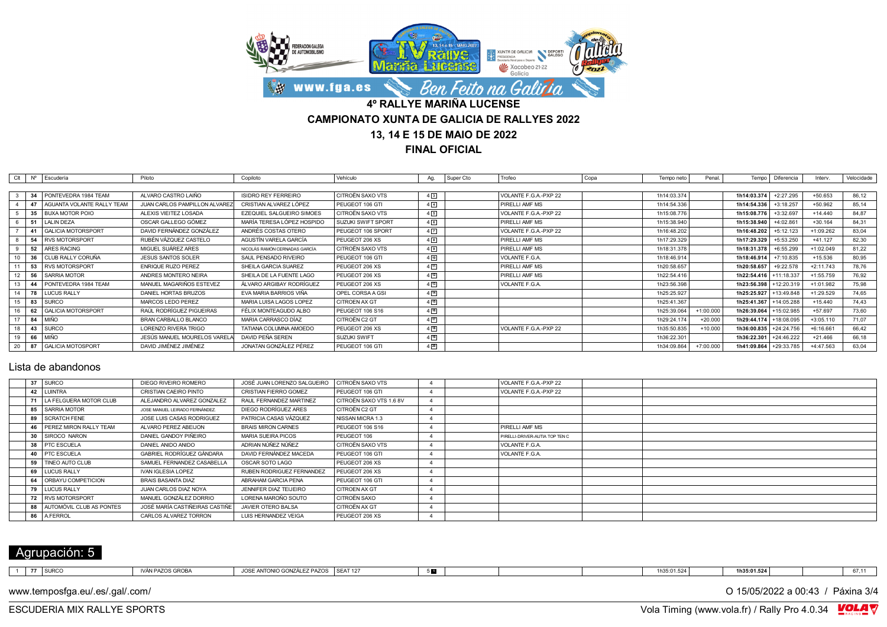# 4º RALLYE MARIÑA LUCENSE

## CAMPIONATO XUNTA DE GALICIA DE RALLYES 2022

## 13, 14 E 15 DE MAIO DE 2022

## FINAL OFICIAL

| Clt | Nº | Escudería | Piloto | Copiloto | Vehículo | Ag. | Super Cto | Trofeo | Copa | Tempo neto | Penal. | Tempo | Diferencia | Interv. | Velocidade |
|---|---|---|---|---|---|---|---|---|---|---|---|---|---|---|---|
| 3 | 34 | PONTEVEDRA 1984 TEAM | ALVARO CASTRO LAIÑO | ISIDRO REY FERREIRO | CITROËN SAXO VTS | 4 3 | | VOLANTE F.G.A.-PXP 22 | | 1h14:03.374 | | **1h14:03.374** | +2:27.295 | +50.653 | 86,12 |
| 4 | 47 | AGUANTA VOLANTE RALLY TEAM | JUAN CARLOS PAMPILLON ALVAREZ | CRISTIAN ALVAREZ LÓPEZ | PEUGEOT 106 GTI | 4 4 | | PIRELLI AMF MS | | 1h14:54.336 | | **1h14:54.336** | +3:18.257 | +50.962 | 85,14 |
| 5 | 35 | BUXA MOTOR POIO | ALEXIS VIEITEZ LOSADA | EZEQUIEL SALGUEIRO SIMOES | CITROËN SAXO VTS | 4 5 | | VOLANTE F.G.A.-PXP 22 | | 1h15:08.776 | | **1h15:08.776** | +3:32.697 | +14.440 | 84,87 |
| 6 | 51 | LALIN DEZA | OSCAR GALLEGO GÓMEZ | MARÍA TERESA LÓPEZ HOSPIDO | SUZUKI SWIFT SPORT | 4 6 | | PIRELLI AMF MS | | 1h15:38.940 | | **1h15:38.940** | +4:02.861 | +30.164 | 84,31 |
| 7 | 41 | GALICIA MOTORSPORT | DAVID FERNÁNDEZ GONZÁLEZ | ANDRÉS COSTAS OTERO | PEUGEOT 106 SPORT | 4 7 | | VOLANTE F.G.A.-PXP 22 | | 1h16:48.202 | | **1h16:48.202** | +5:12.123 | +1:09.262 | 83,04 |
| 8 | 54 | RVS MOTORSPORT | RUBÉN VÁZQUEZ CASTELO | AGUSTÍN VARELA GARCÍA | PEUGEOT 206 XS | 4 8 | | PIRELLI AMF MS | | 1h17:29.329 | | **1h17:29.329** | +5:53.250 | +41.127 | 82,30 |
| 9 | 52 | ARES RACING | MIGUEL SUÁREZ ARES | NICOLÁS RAMÓN CERNADAS GARCÍA | CITROËN SAXO VTS | 4 9 | | PIRELLI AMF MS | | 1h18:31.378 | | **1h18:31.378** | +6:55.299 | +1:02.049 | 81,22 |
| 10 | 36 | CLUB RALLY CORUÑA | JESUS SANTOS SOLER | SAUL PENSADO RIVEIRO | PEUGEOT 106 GTI | 4 10 | | VOLANTE F.G.A. | | 1h18:46.914 | | **1h18:46.914** | +7:10.835 | +15.536 | 80,95 |
| 11 | 53 | RVS MOTORSPORT | ENRIQUE RUZO PEREZ | SHEILA GARCIA SUAREZ | PEUGEOT 206 XS | 4 11 | | PIRELLI AMF MS | | 1h20:58.657 | | **1h20:58.657** | +9:22.578 | +2:11.743 | 78,76 |
| 12 | 56 | SARRIA MOTOR | ANDRES MONTERO NEIRA | SHEILA DE LA FUENTE LAGO | PEUGEOT 206 XS | 4 12 | | PIRELLI AMF MS | | 1h22:54.416 | | **1h22:54.416** | +11:18.337 | +1:55.759 | 76,92 |
| 13 | 44 | PONTEVEDRA 1984 TEAM | MANUEL MAGARIÑOS ESTEVEZ | ÁLVARO ARGIBAY RODRÍGUEZ | PEUGEOT 206 XS | 4 13 | | VOLANTE F.G.A. | | 1h23:56.398 | | **1h23:56.398** | +12:20.319 | +1:01.982 | 75,98 |
| 14 | 78 | LUCUS RALLY | DANIEL HORTAS BRUZOS | EVA MARIA BARRIOS VIÑA | OPEL CORSA A GSI | 4 14 | | | | 1h25:25.927 | | **1h25:25.927** | +13:49.848 | +1:29.529 | 74,65 |
| 15 | 83 | SURCO | MARCOS LEDO PEREZ | MARIA LUISA LAGOS LOPEZ | CITROEN AX GT | 4 15 | | | | 1h25:41.367 | | **1h25:41.367** | +14:05.288 | +15.440 | 74,43 |
| 16 | 62 | GALICIA MOTORSPORT | RAÚL RODRÍGUEZ PIGUEIRAS | FÉLIX MONTEAGUDO ALBO | PEUGEOT 106 S16 | 4 16 | | | | 1h25:39.064 | +1:00.000 | **1h26:39.064** | +15:02.985 | +57.697 | 73,60 |
| 17 | 84 | MIÑO | BRAN CARBALLO BLANCO | MARIA CARRASCO DÍAZ | CITROËN C2 GT | 4 17 | | | | 1h29:24.174 | +20.000 | **1h29:44.174** | +18:08.095 | +3:05.110 | 71,07 |
| 18 | 43 | SURCO | LORENZO RIVERA TRIGO | TATIANA COLUMNA AMOEDO | PEUGEOT 206 XS | 4 18 | | VOLANTE F.G.A.-PXP 22 | | 1h35:50.835 | +10.000 | **1h36:00.835** | +24:24.756 | +6:16.661 | 66,42 |
| 19 | 66 | MIÑO | JESÚS MANUEL MOURELOS VARELA | DAVID PEÑA SEREN | SUZUKI SWIFT | 4 19 | | | | 1h36:22.301 | | **1h36:22.301** | +24:46.222 | +21.466 | 66,18 |
| 20 | 87 | GALICIA MOTOSPORT | DAVID JIMÉNEZ JIMÉNEZ | JONATAN GONZÁLEZ PÉREZ | PEUGEOT 106 GTI | 4 20 | | | | 1h34:09.864 | +7:00.000 | **1h41:09.864** | +29:33.785 | +4:47.563 | 63,04 |

## Lista de abandonos

| Nº | Escudería | Piloto | Copiloto | Vehículo | Ag. | Super Cto | Trofeo | Copa |
|---|---|---|---|---|---|---|---|---|
| 37 | SURCO | DIEGO RIVEIRO ROMERO | JOSÉ JUAN LORENZO SALGUEIRO | CITROËN SAXO VTS | 4 | | VOLANTE F.G.A.-PXP 22 | |
| 42 | LUINTRA | CRISTIAN CAEIRO PINTO | CRISTIAN FIERRO GOMEZ | PEUGEOT 106 GTI | 4 | | VOLANTE F.G.A.-PXP 22 | |
| 71 | LA FELGUERA MOTOR CLUB | ALEJANDRO ALVAREZ GONZALEZ | RAUL FERNANDEZ MARTINEZ | CITROËN SAXO VTS 1.6 8V | 4 | | | |
| 85 | SARRIA MOTOR | JOSE MANUEL LEIRADO FERNÁNDEZ | DIEGO RODRÍGUEZ ARES | CITROËN C2 GT | 4 | | | |
| 89 | SCRATCH FENE | JOSE LUIS CASAS RODRIGUEZ | PATRICIA CASAS VÁZQUEZ | NISSAN MICRA 1.3 | 4 | | | |
| 46 | PEREZ MIRON RALLY TEAM | ALVARO PEREZ ABEIJON | BRAIS MIRON CARNES | PEUGEOT 106 S16 | 4 | | PIRELLI AMF MS | |
| 30 | SIROCO NARON | DANIEL GANDOY PIÑEIRO | MARIA SUEIRA PICOS | PEUGEOT 106 | 4 | | PIRELLI-DRIVER-AUTIA TOP TEN C | |
| 38 | PTC ESCUELA | DANIEL ANIDO ANIDO | ADRIAN NÚÑEZ NÚÑEZ | CITROËN SAXO VTS | 4 | | VOLANTE F.G.A. | |
| 40 | PTC ESCUELA | GABRIEL RODRÍGUEZ GÁNDARA | DAVID FERNÁNDEZ MACEDA | PEUGEOT 106 GTI | 4 | | VOLANTE F.G.A. | |
| 59 | TINEO AUTO CLUB | SAMUEL FERNANDEZ CASABELLA | OSCAR SOTO LAGO | PEUGEOT 206 XS | 4 | | | |
| 69 | LUCUS RALLY | IVAN IGLESIA LOPEZ | RUBEN RODRIGUEZ FERNANDEZ | PEUGEOT 206 XS | 4 | | | |
| 64 | ORBAYU COMPETICION | BRAIS BASANTA DIAZ | ABRAHAM GARCIA PENA | PEUGEOT 106 GTI | 4 | | | |
| 79 | LUCUS RALLY | JUAN CARLOS DIAZ NOYA | JENNIFER DIAZ TEIJEIRO | CITROEN AX GT | 4 | | | |
| 72 | RVS MOTORSPORT | MANUEL GONZÁLEZ DORRIO | LORENA MAROÑO SOUTO | CITROËN SAXO | 4 | | | |
| 88 | AUTOMÓVIL CLUB AS PONTES | JOSÉ MARÍA CASTIÑEIRAS CASTIÑE | JAVIER OTERO BALSA | CITROEN AX GT | 4 | | | |
| 86 | A.FERROL | CARLOS ALVAREZ TORRON | LUIS HERNANDEZ VEIGA | PEUGEOT 206 XS | 4 | | | |

## Agrupación: 5

| Clt | Nº | Escudería | Piloto | Copiloto | Vehículo | Ag. | Super Cto | Trofeo | Copa | Tempo neto | Penal. | Tempo | Diferencia | Interv. | Velocidade |
|---|---|---|---|---|---|---|---|---|---|---|---|---|---|---|---|
| 1 | 77 | SURCO | IVÁN PAZOS GROBA | JOSE ANTONIO GONZÁLEZ PAZOS | SEAT 127 | 5 1 | | | | 1h35:01.524 | | **1h35:01.524** | | | 67,11 |

www.temposfga.eu/.es/.gal/.com/

O 15/05/2022 a 00:43

ESCUDERIA MIX RALLYE SPORTS

Vola Timing (www.vola.fr) / Rally Pro 4.0.34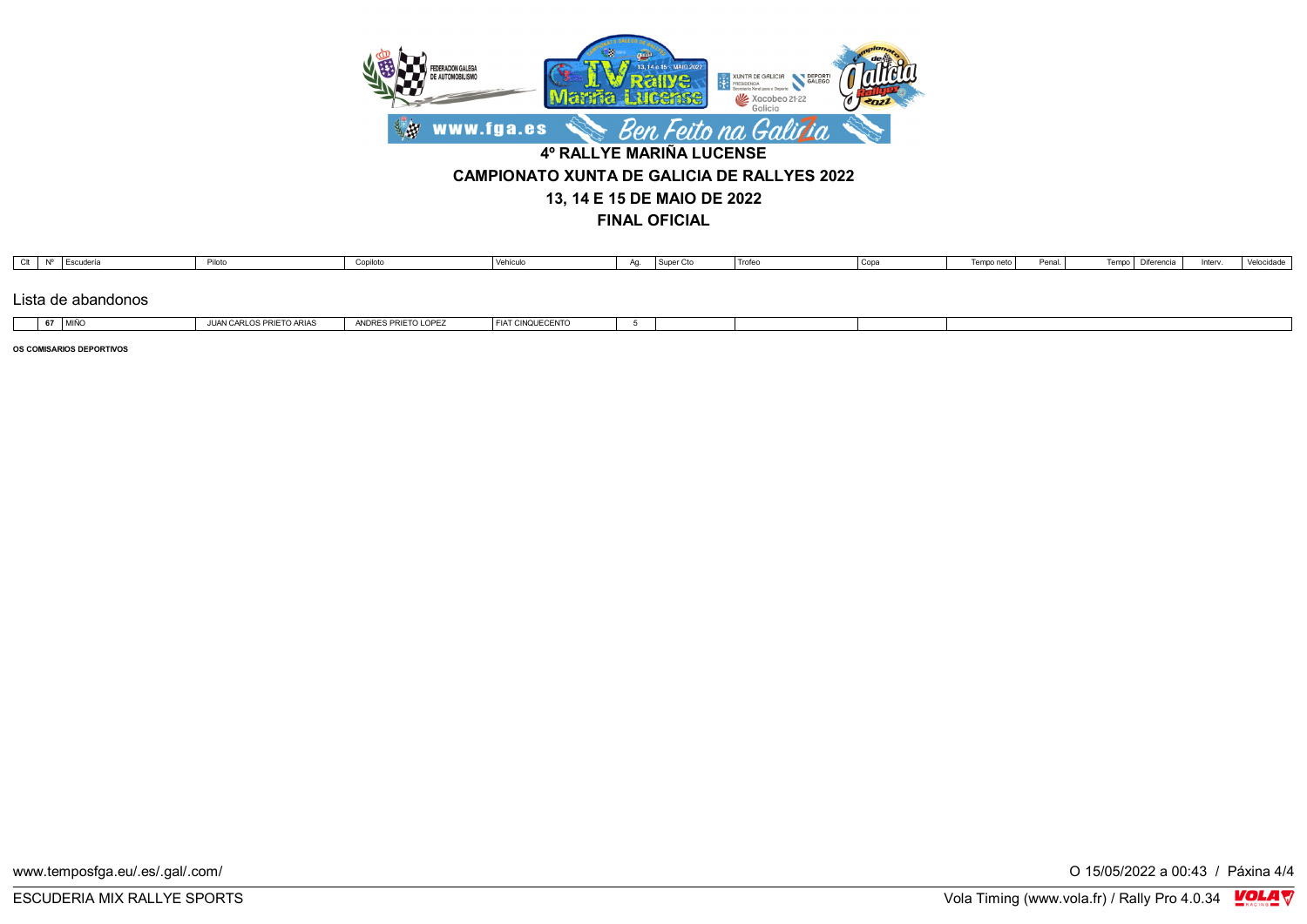# 4º RALLYE MARIÑA LUCENSE

## CAMPIONATO XUNTA DE GALICIA DE RALLYES 2022

## 13, 14 E 15 DE MAIO DE 2022

## FINAL OFICIAL

| Clt | Nº | Escudería | Piloto | Copiloto | Vehículo | Ag. | Super Cto | Trofeo | Copa | Tempo neto | Penal. | Tempo | Diferencia | Interv. | Velocidade |
|---|---|---|---|---|---|---|---|---|---|---|---|---|---|---|---|

## Lista de abandonos

| | | | | | | | | | | |
|---|---|---|---|---|---|---|---|---|---|---|
| | **67** | MIÑO | JUAN CARLOS PRIETO ARIAS | ANDRES PRIETO LOPEZ | FIAT CINQUECENTO | 5 | | | | |

**OS COMISARIOS DEPORTIVOS**

www.temposfga.eu/.es/.gal/.com/

O 15/05/2022 a 00:43

ESCUDERIA MIX RALLYE SPORTS

Vola Timing (www.vola.fr) / Rally Pro 4.0.34